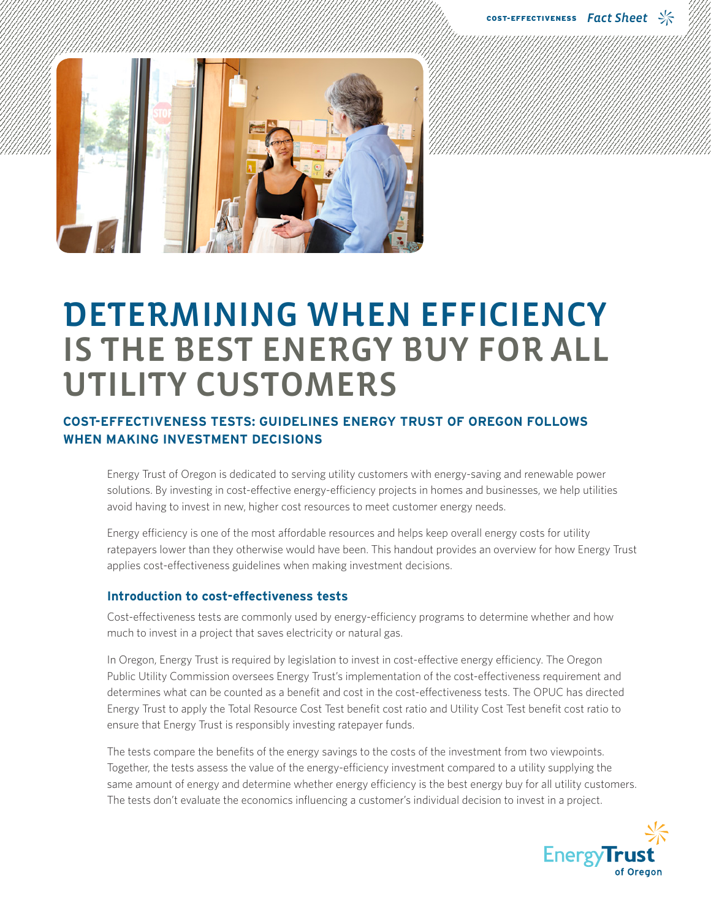# DETERMINING WHEN EFFICIENCY IS THE BEST ENERGY BUY FOR ALL UTILITY CUSTOMERS

## COST-EFFECTIVENESS TESTS: GUIDELINES ENERGY TRUST OF OREGON FOLLOWS WHEN MAKING INVESTMENT DECISIONS

Energy Trust of Oregon is dedicated to serving utility customers with energy-saving and renewable power solutions. By investing in cost-effective energy-efficiency projects in homes and businesses, we help utilities avoid having to invest in new, higher cost resources to meet customer energy needs.

Energy efficiency is one of the most affordable resources and helps keep overall energy costs for utility ratepayers lower than they otherwise would have been. This handout provides an overview for how Energy Trust applies cost-effectiveness guidelines when making investment decisions.

### Introduction to cost-effectiveness tests

Cost-effectiveness tests are commonly used by energy-efficiency programs to determine whether and how much to invest in a project that saves electricity or natural gas.

In Oregon, Energy Trust is required by legislation to invest in cost-effective energy efficiency. The Oregon Public Utility Commission oversees Energy Trust's implementation of the cost-effectiveness requirement and determines what can be counted as a benefit and cost in the cost-effectiveness tests. The OPUC has directed Energy Trust to apply the Total Resource Cost Test benefit cost ratio and Utility Cost Test benefit cost ratio to ensure that Energy Trust is responsibly investing ratepayer funds.

The tests compare the benefits of the energy savings to the costs of the investment from two viewpoints. Together, the tests assess the value of the energy-efficiency investment compared to a utility supplying the same amount of energy and determine whether energy efficiency is the best energy buy for all utility customers. The tests don't evaluate the economics influencing a customer's individual decision to invest in a project.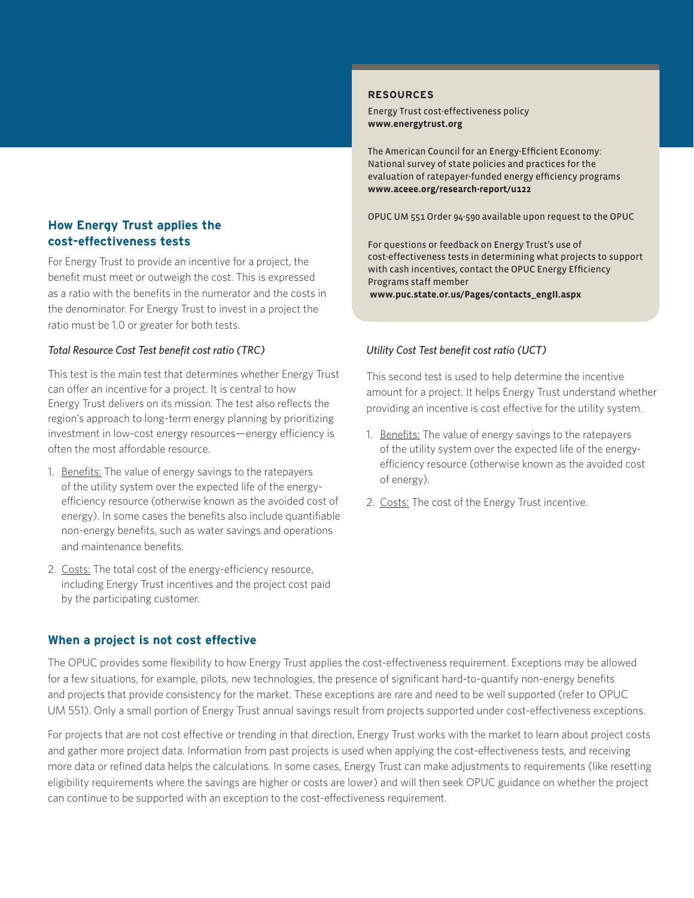## RESOURCES

Energy Trust cost-effectiveness policy
**www.energytrust.org**

The American Council for an Energy-Efficient Economy: National survey of state policies and practices for the evaluation of ratepayer-funded energy efficiency programs
**www.aceee.org/research-report/u122**

OPUC UM 551 Order 94-590 available upon request to the OPUC

For questions or feedback on Energy Trust's use of cost-effectiveness tests in determining what projects to support with cash incentives, contact the OPUC Energy Efficiency Programs staff member
**www.puc.state.or.us/Pages/contacts_engII.aspx**

## How Energy Trust applies the cost-effectiveness tests

For Energy Trust to provide an incentive for a project, the benefit must meet or outweigh the cost. This is expressed as a ratio with the benefits in the numerator and the costs in the denominator. For Energy Trust to invest in a project the ratio must be 1.0 or greater for both tests.

*Total Resource Cost Test benefit cost ratio (TRC)*

This test is the main test that determines whether Energy Trust can offer an incentive for a project. It is central to how Energy Trust delivers on its mission. The test also reflects the region's approach to long-term energy planning by prioritizing investment in low-cost energy resources—energy efficiency is often the most affordable resource.

1. Benefits: The value of energy savings to the ratepayers of the utility system over the expected life of the energy-efficiency resource (otherwise known as the avoided cost of energy). In some cases the benefits also include quantifiable non-energy benefits, such as water savings and operations and maintenance benefits.
2. Costs: The total cost of the energy-efficiency resource, including Energy Trust incentives and the project cost paid by the participating customer.

*Utility Cost Test benefit cost ratio (UCT)*

This second test is used to help determine the incentive amount for a project. It helps Energy Trust understand whether providing an incentive is cost effective for the utility system.

1. Benefits: The value of energy savings to the ratepayers of the utility system over the expected life of the energy-efficiency resource (otherwise known as the avoided cost of energy).
2. Costs: The cost of the Energy Trust incentive.

## When a project is not cost effective

The OPUC provides some flexibility to how Energy Trust applies the cost-effectiveness requirement. Exceptions may be allowed for a few situations, for example, pilots, new technologies, the presence of significant hard-to-quantify non-energy benefits and projects that provide consistency for the market. These exceptions are rare and need to be well supported (refer to OPUC UM 551). Only a small portion of Energy Trust annual savings result from projects supported under cost-effectiveness exceptions.

For projects that are not cost effective or trending in that direction, Energy Trust works with the market to learn about project costs and gather more project data. Information from past projects is used when applying the cost-effectiveness tests, and receiving more data or refined data helps the calculations. In some cases, Energy Trust can make adjustments to requirements (like resetting eligibility requirements where the savings are higher or costs are lower) and will then seek OPUC guidance on whether the project can continue to be supported with an exception to the cost-effectiveness requirement.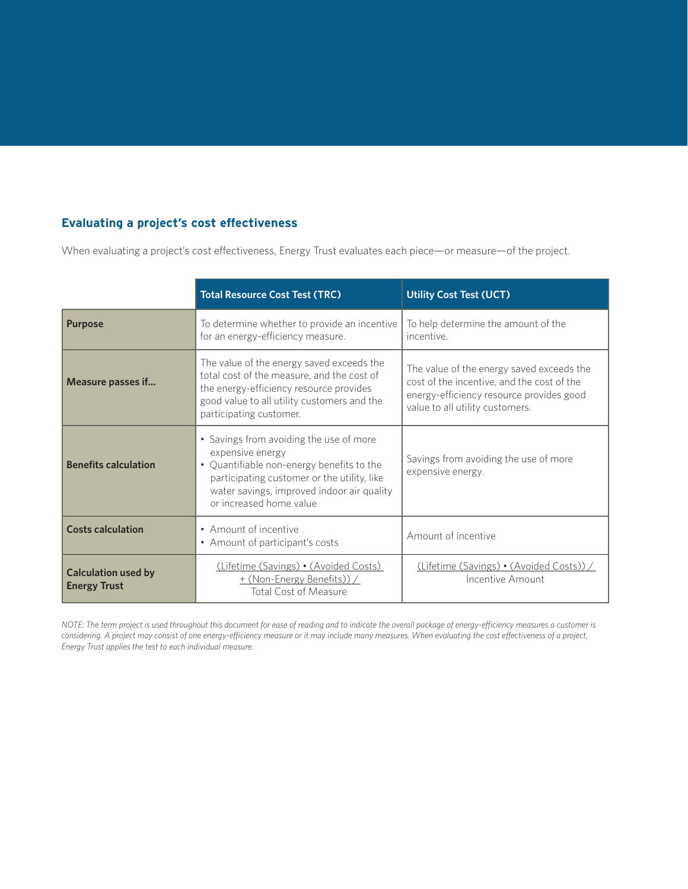## Evaluating a project's cost effectiveness

When evaluating a project's cost effectiveness, Energy Trust evaluates each piece—or measure—of the project.

| | Total Resource Cost Test (TRC) | Utility Cost Test (UCT) |
|---|---|---|
| **Purpose** | To determine whether to provide an incentive for an energy-efficiency measure. | To help determine the amount of the incentive. |
| **Measure passes if...** | The value of the energy saved exceeds the total cost of the measure, and the cost of the energy-efficiency resource provides good value to all utility customers and the participating customer. | The value of the energy saved exceeds the cost of the incentive, and the cost of the energy-efficiency resource provides good value to all utility customers. |
| **Benefits calculation** | • Savings from avoiding the use of more expensive energy<br>• Quantifiable non-energy benefits to the participating customer or the utility, like water savings, improved indoor air quality or increased home value | Savings from avoiding the use of more expensive energy. |
| **Costs calculation** | • Amount of incentive<br>• Amount of participant's costs | Amount of incentive |
| **Calculation used by Energy Trust** | (Lifetime (Savings) • (Avoided Costs) + (Non-Energy Benefits)) / Total Cost of Measure | (Lifetime (Savings) • (Avoided Costs)) / Incentive Amount |

*NOTE: The term project is used throughout this document for ease of reading and to indicate the overall package of energy-efficiency measures a customer is considering. A project may consist of one energy-efficiency measure or it may include many measures. When evaluating the cost effectiveness of a project, Energy Trust applies the test to each individual measure.*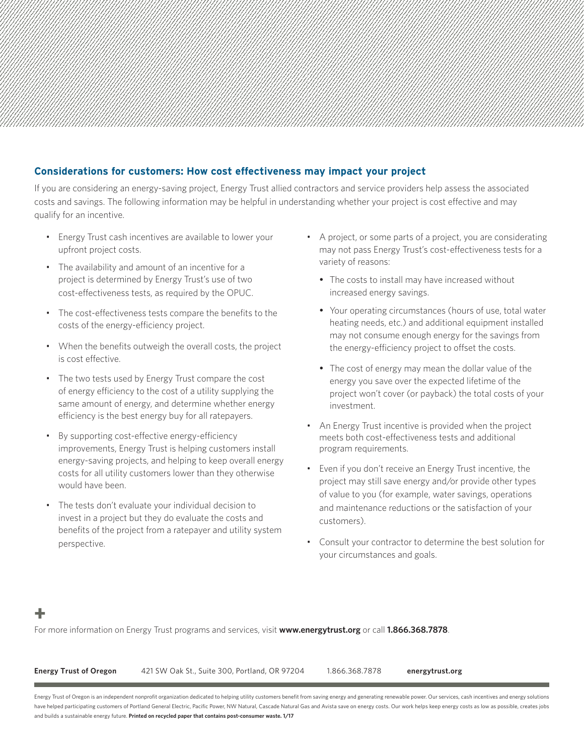## Considerations for customers: How cost effectiveness may impact your project

If you are considering an energy-saving project, Energy Trust allied contractors and service providers help assess the associated costs and savings. The following information may be helpful in understanding whether your project is cost effective and may qualify for an incentive.

- Energy Trust cash incentives are available to lower your upfront project costs.
- The availability and amount of an incentive for a project is determined by Energy Trust's use of two cost-effectiveness tests, as required by the OPUC.
- The cost-effectiveness tests compare the benefits to the costs of the energy-efficiency project.
- When the benefits outweigh the overall costs, the project is cost effective.
- The two tests used by Energy Trust compare the cost of energy efficiency to the cost of a utility supplying the same amount of energy, and determine whether energy efficiency is the best energy buy for all ratepayers.
- By supporting cost-effective energy-efficiency improvements, Energy Trust is helping customers install energy-saving projects, and helping to keep overall energy costs for all utility customers lower than they otherwise would have been.
- The tests don't evaluate your individual decision to invest in a project but they do evaluate the costs and benefits of the project from a ratepayer and utility system perspective.
- A project, or some parts of a project, you are considerating may not pass Energy Trust's cost-effectiveness tests for a variety of reasons:
  - The costs to install may have increased without increased energy savings.
  - Your operating circumstances (hours of use, total water heating needs, etc.) and additional equipment installed may not consume enough energy for the savings from the energy-efficiency project to offset the costs.
  - The cost of energy may mean the dollar value of the energy you save over the expected lifetime of the project won't cover (or payback) the total costs of your investment.
- An Energy Trust incentive is provided when the project meets both cost-effectiveness tests and additional program requirements.
- Even if you don't receive an Energy Trust incentive, the project may still save energy and/or provide other types of value to you (for example, water savings, operations and maintenance reductions or the satisfaction of your customers).
- Consult your contractor to determine the best solution for your circumstances and goals.

For more information on Energy Trust programs and services, visit **www.energytrust.org** or call **1.866.368.7878**.

**Energy Trust of Oregon** 421 SW Oak St., Suite 300, Portland, OR 97204 1.866.368.7878 **energytrust.org**

Energy Trust of Oregon is an independent nonprofit organization dedicated to helping utility customers benefit from saving energy and generating renewable power. Our services, cash incentives and energy solutions have helped participating customers of Portland General Electric, Pacific Power, NW Natural, Cascade Natural Gas and Avista save on energy costs. Our work helps keep energy costs as low as possible, creates jobs and builds a sustainable energy future. **Printed on recycled paper that contains post-consumer waste. 1/17**